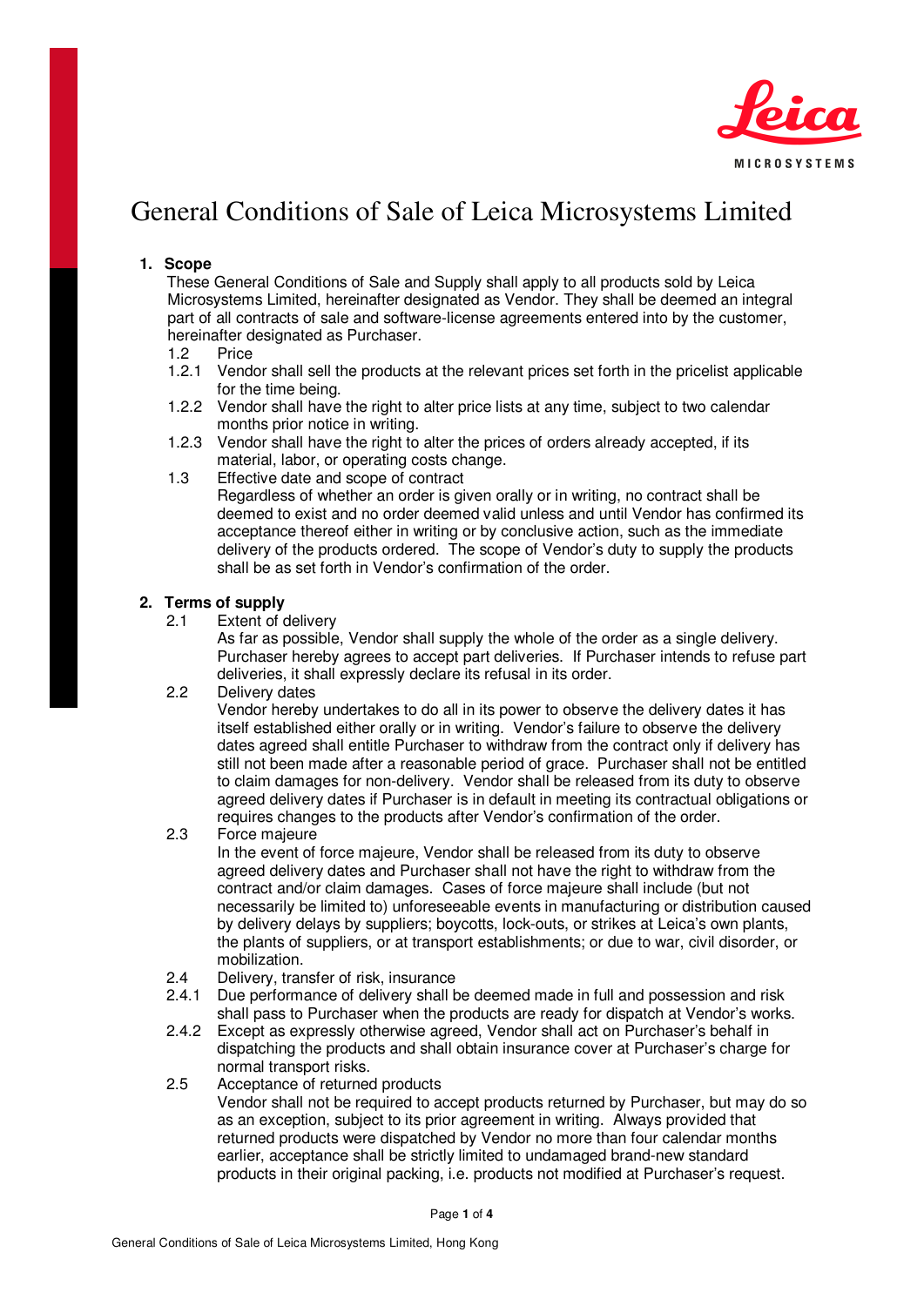# General Conditions of Sale of Leica Microsystems Limited

## 1. Scope

These General Conditions of Sale and Supply shall apply to all products sold by Leica Microsystems Limited, hereinafter designated as Vendor. They shall be deemed an integral part of all contracts of sale and software-license agreements entered into by the customer, hereinafter designated as Purchaser.

1.2 Price

1.2.1 Vendor shall sell the products at the relevant prices set forth in the pricelist applicable for the time being.

1.2.2 Vendor shall have the right to alter price lists at any time, subject to two calendar months prior notice in writing.

1.2.3 Vendor shall have the right to alter the prices of orders already accepted, if its material, labor, or operating costs change.

1.3 Effective date and scope of contract

Regardless of whether an order is given orally or in writing, no contract shall be deemed to exist and no order deemed valid unless and until Vendor has confirmed its acceptance thereof either in writing or by conclusive action, such as the immediate delivery of the products ordered. The scope of Vendor's duty to supply the products shall be as set forth in Vendor's confirmation of the order.

## 2. Terms of supply

2.1 Extent of delivery

As far as possible, Vendor shall supply the whole of the order as a single delivery. Purchaser hereby agrees to accept part deliveries. If Purchaser intends to refuse part deliveries, it shall expressly declare its refusal in its order.

2.2 Delivery dates

Vendor hereby undertakes to do all in its power to observe the delivery dates it has itself established either orally or in writing. Vendor's failure to observe the delivery dates agreed shall entitle Purchaser to withdraw from the contract only if delivery has still not been made after a reasonable period of grace. Purchaser shall not be entitled to claim damages for non-delivery. Vendor shall be released from its duty to observe agreed delivery dates if Purchaser is in default in meeting its contractual obligations or requires changes to the products after Vendor's confirmation of the order.

2.3 Force majeure

In the event of force majeure, Vendor shall be released from its duty to observe agreed delivery dates and Purchaser shall not have the right to withdraw from the contract and/or claim damages. Cases of force majeure shall include (but not necessarily be limited to) unforeseeable events in manufacturing or distribution caused by delivery delays by suppliers; boycotts, lock-outs, or strikes at Leica's own plants, the plants of suppliers, or at transport establishments; or due to war, civil disorder, or mobilization.

2.4 Delivery, transfer of risk, insurance

2.4.1 Due performance of delivery shall be deemed made in full and possession and risk shall pass to Purchaser when the products are ready for dispatch at Vendor's works.

2.4.2 Except as expressly otherwise agreed, Vendor shall act on Purchaser's behalf in dispatching the products and shall obtain insurance cover at Purchaser's charge for normal transport risks.

2.5 Acceptance of returned products

Vendor shall not be required to accept products returned by Purchaser, but may do so as an exception, subject to its prior agreement in writing. Always provided that returned products were dispatched by Vendor no more than four calendar months earlier, acceptance shall be strictly limited to undamaged brand-new standard products in their original packing, i.e. products not modified at Purchaser's request.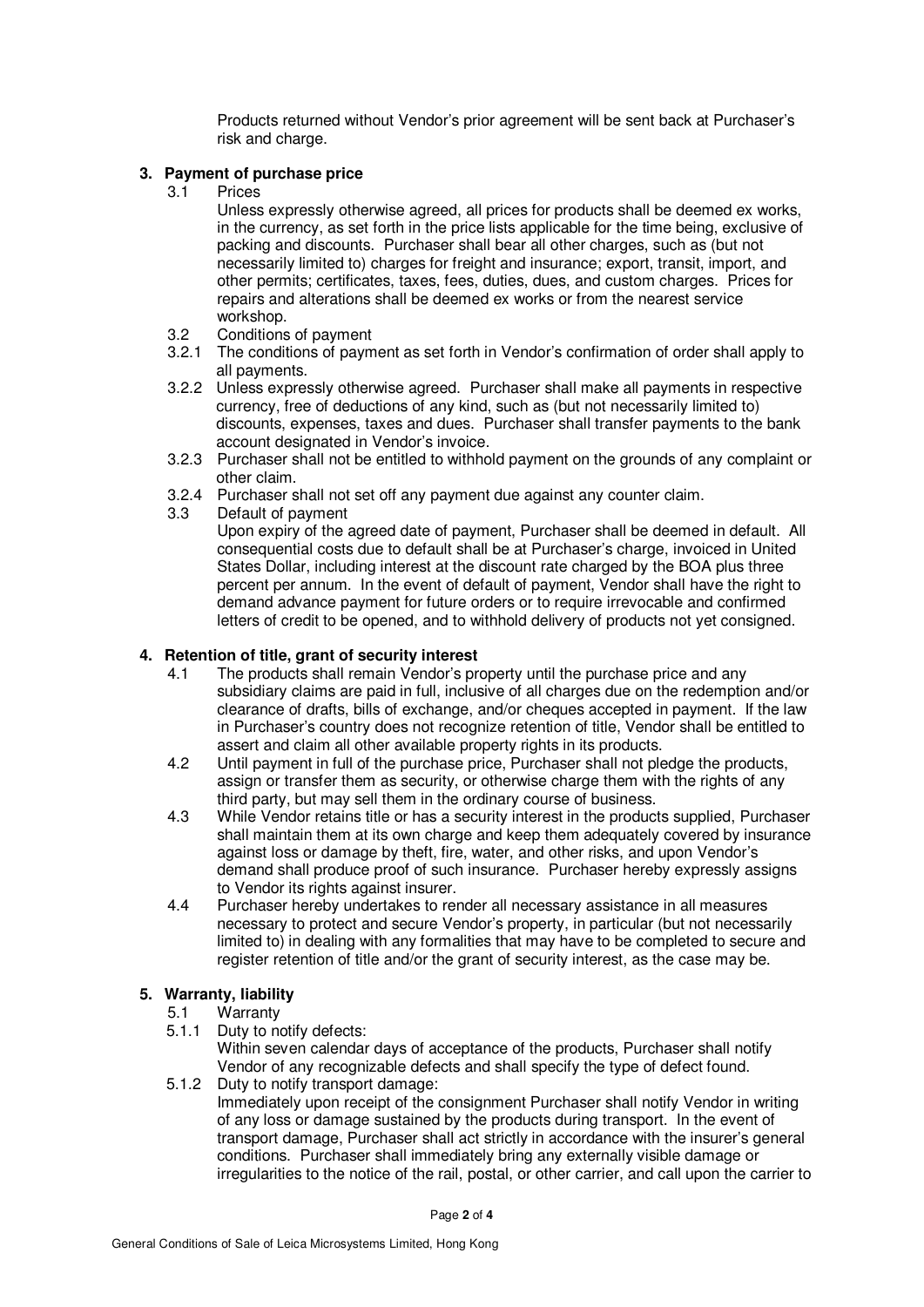Products returned without Vendor's prior agreement will be sent back at Purchaser's risk and charge.

## 3. Payment of purchase price

3.1 Prices

Unless expressly otherwise agreed, all prices for products shall be deemed ex works, in the currency, as set forth in the price lists applicable for the time being, exclusive of packing and discounts. Purchaser shall bear all other charges, such as (but not necessarily limited to) charges for freight and insurance; export, transit, import, and other permits; certificates, taxes, fees, duties, dues, and custom charges. Prices for repairs and alterations shall be deemed ex works or from the nearest service workshop.

3.2 Conditions of payment

3.2.1 The conditions of payment as set forth in Vendor's confirmation of order shall apply to all payments.

3.2.2 Unless expressly otherwise agreed. Purchaser shall make all payments in respective currency, free of deductions of any kind, such as (but not necessarily limited to) discounts, expenses, taxes and dues. Purchaser shall transfer payments to the bank account designated in Vendor's invoice.

3.2.3 Purchaser shall not be entitled to withhold payment on the grounds of any complaint or other claim.

3.2.4 Purchaser shall not set off any payment due against any counter claim.

3.3 Default of payment

Upon expiry of the agreed date of payment, Purchaser shall be deemed in default. All consequential costs due to default shall be at Purchaser's charge, invoiced in United States Dollar, including interest at the discount rate charged by the BOA plus three percent per annum. In the event of default of payment, Vendor shall have the right to demand advance payment for future orders or to require irrevocable and confirmed letters of credit to be opened, and to withhold delivery of products not yet consigned.

## 4. Retention of title, grant of security interest

4.1 The products shall remain Vendor's property until the purchase price and any subsidiary claims are paid in full, inclusive of all charges due on the redemption and/or clearance of drafts, bills of exchange, and/or cheques accepted in payment. If the law in Purchaser's country does not recognize retention of title, Vendor shall be entitled to assert and claim all other available property rights in its products.

4.2 Until payment in full of the purchase price, Purchaser shall not pledge the products, assign or transfer them as security, or otherwise charge them with the rights of any third party, but may sell them in the ordinary course of business.

4.3 While Vendor retains title or has a security interest in the products supplied, Purchaser shall maintain them at its own charge and keep them adequately covered by insurance against loss or damage by theft, fire, water, and other risks, and upon Vendor's demand shall produce proof of such insurance. Purchaser hereby expressly assigns to Vendor its rights against insurer.

4.4 Purchaser hereby undertakes to render all necessary assistance in all measures necessary to protect and secure Vendor's property, in particular (but not necessarily limited to) in dealing with any formalities that may have to be completed to secure and register retention of title and/or the grant of security interest, as the case may be.

## 5. Warranty, liability

5.1 Warranty

5.1.1 Duty to notify defects:

Within seven calendar days of acceptance of the products, Purchaser shall notify Vendor of any recognizable defects and shall specify the type of defect found.

5.1.2 Duty to notify transport damage:

Immediately upon receipt of the consignment Purchaser shall notify Vendor in writing of any loss or damage sustained by the products during transport. In the event of transport damage, Purchaser shall act strictly in accordance with the insurer's general conditions. Purchaser shall immediately bring any externally visible damage or irregularities to the notice of the rail, postal, or other carrier, and call upon the carrier to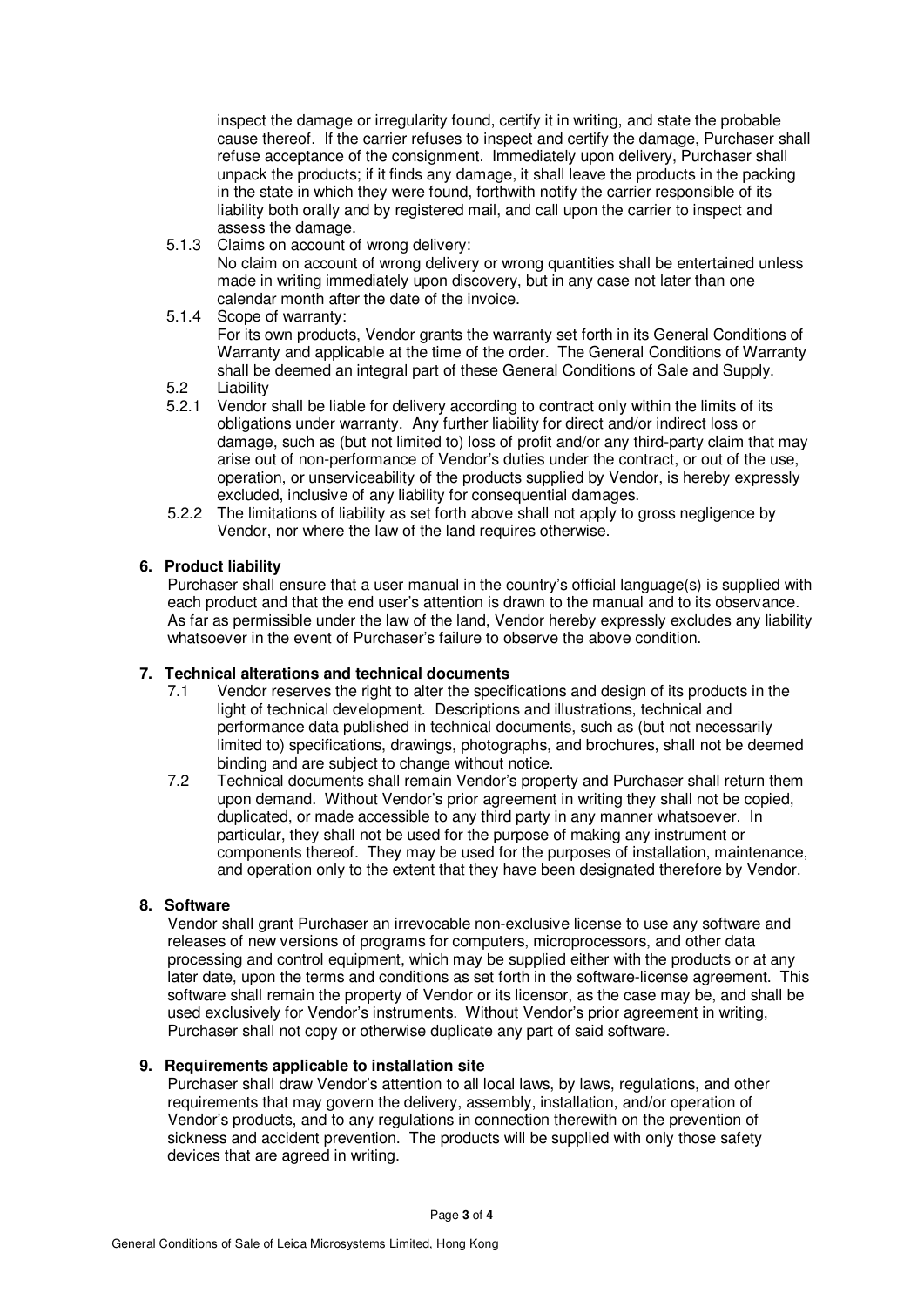inspect the damage or irregularity found, certify it in writing, and state the probable cause thereof. If the carrier refuses to inspect and certify the damage, Purchaser shall refuse acceptance of the consignment. Immediately upon delivery, Purchaser shall unpack the products; if it finds any damage, it shall leave the products in the packing in the state in which they were found, forthwith notify the carrier responsible of its liability both orally and by registered mail, and call upon the carrier to inspect and assess the damage.

5.1.3 Claims on account of wrong delivery:
No claim on account of wrong delivery or wrong quantities shall be entertained unless made in writing immediately upon discovery, but in any case not later than one calendar month after the date of the invoice.

5.1.4 Scope of warranty:
For its own products, Vendor grants the warranty set forth in its General Conditions of Warranty and applicable at the time of the order. The General Conditions of Warranty shall be deemed an integral part of these General Conditions of Sale and Supply.

5.2 Liability

5.2.1 Vendor shall be liable for delivery according to contract only within the limits of its obligations under warranty. Any further liability for direct and/or indirect loss or damage, such as (but not limited to) loss of profit and/or any third-party claim that may arise out of non-performance of Vendor's duties under the contract, or out of the use, operation, or unserviceability of the products supplied by Vendor, is hereby expressly excluded, inclusive of any liability for consequential damages.

5.2.2 The limitations of liability as set forth above shall not apply to gross negligence by Vendor, nor where the law of the land requires otherwise.

## 6. Product liability

Purchaser shall ensure that a user manual in the country's official language(s) is supplied with each product and that the end user's attention is drawn to the manual and to its observance. As far as permissible under the law of the land, Vendor hereby expressly excludes any liability whatsoever in the event of Purchaser's failure to observe the above condition.

## 7. Technical alterations and technical documents

7.1 Vendor reserves the right to alter the specifications and design of its products in the light of technical development. Descriptions and illustrations, technical and performance data published in technical documents, such as (but not necessarily limited to) specifications, drawings, photographs, and brochures, shall not be deemed binding and are subject to change without notice.

7.2 Technical documents shall remain Vendor's property and Purchaser shall return them upon demand. Without Vendor's prior agreement in writing they shall not be copied, duplicated, or made accessible to any third party in any manner whatsoever. In particular, they shall not be used for the purpose of making any instrument or components thereof. They may be used for the purposes of installation, maintenance, and operation only to the extent that they have been designated therefore by Vendor.

## 8. Software

Vendor shall grant Purchaser an irrevocable non-exclusive license to use any software and releases of new versions of programs for computers, microprocessors, and other data processing and control equipment, which may be supplied either with the products or at any later date, upon the terms and conditions as set forth in the software-license agreement. This software shall remain the property of Vendor or its licensor, as the case may be, and shall be used exclusively for Vendor's instruments. Without Vendor's prior agreement in writing, Purchaser shall not copy or otherwise duplicate any part of said software.

## 9. Requirements applicable to installation site

Purchaser shall draw Vendor's attention to all local laws, by laws, regulations, and other requirements that may govern the delivery, assembly, installation, and/or operation of Vendor's products, and to any regulations in connection therewith on the prevention of sickness and accident prevention. The products will be supplied with only those safety devices that are agreed in writing.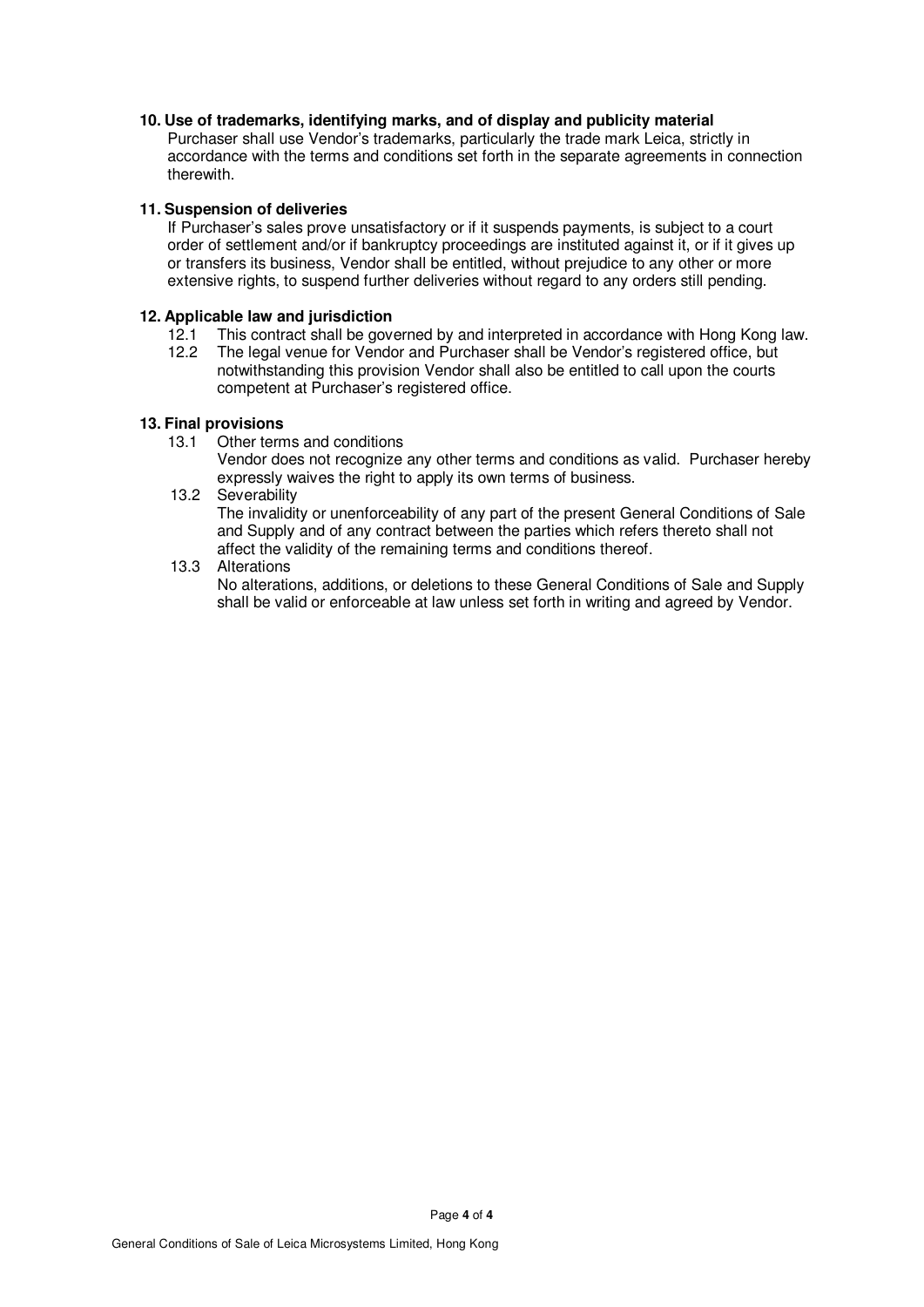**10. Use of trademarks, identifying marks, and of display and publicity material**

Purchaser shall use Vendor's trademarks, particularly the trade mark Leica, strictly in accordance with the terms and conditions set forth in the separate agreements in connection therewith.

**11. Suspension of deliveries**

If Purchaser's sales prove unsatisfactory or if it suspends payments, is subject to a court order of settlement and/or if bankruptcy proceedings are instituted against it, or if it gives up or transfers its business, Vendor shall be entitled, without prejudice to any other or more extensive rights, to suspend further deliveries without regard to any orders still pending.

**12. Applicable law and jurisdiction**

12.1 This contract shall be governed by and interpreted in accordance with Hong Kong law.

12.2 The legal venue for Vendor and Purchaser shall be Vendor's registered office, but notwithstanding this provision Vendor shall also be entitled to call upon the courts competent at Purchaser's registered office.

**13. Final provisions**

13.1 Other terms and conditions

Vendor does not recognize any other terms and conditions as valid. Purchaser hereby expressly waives the right to apply its own terms of business.

13.2 Severability

The invalidity or unenforceability of any part of the present General Conditions of Sale and Supply and of any contract between the parties which refers thereto shall not affect the validity of the remaining terms and conditions thereof.

13.3 Alterations

No alterations, additions, or deletions to these General Conditions of Sale and Supply shall be valid or enforceable at law unless set forth in writing and agreed by Vendor.